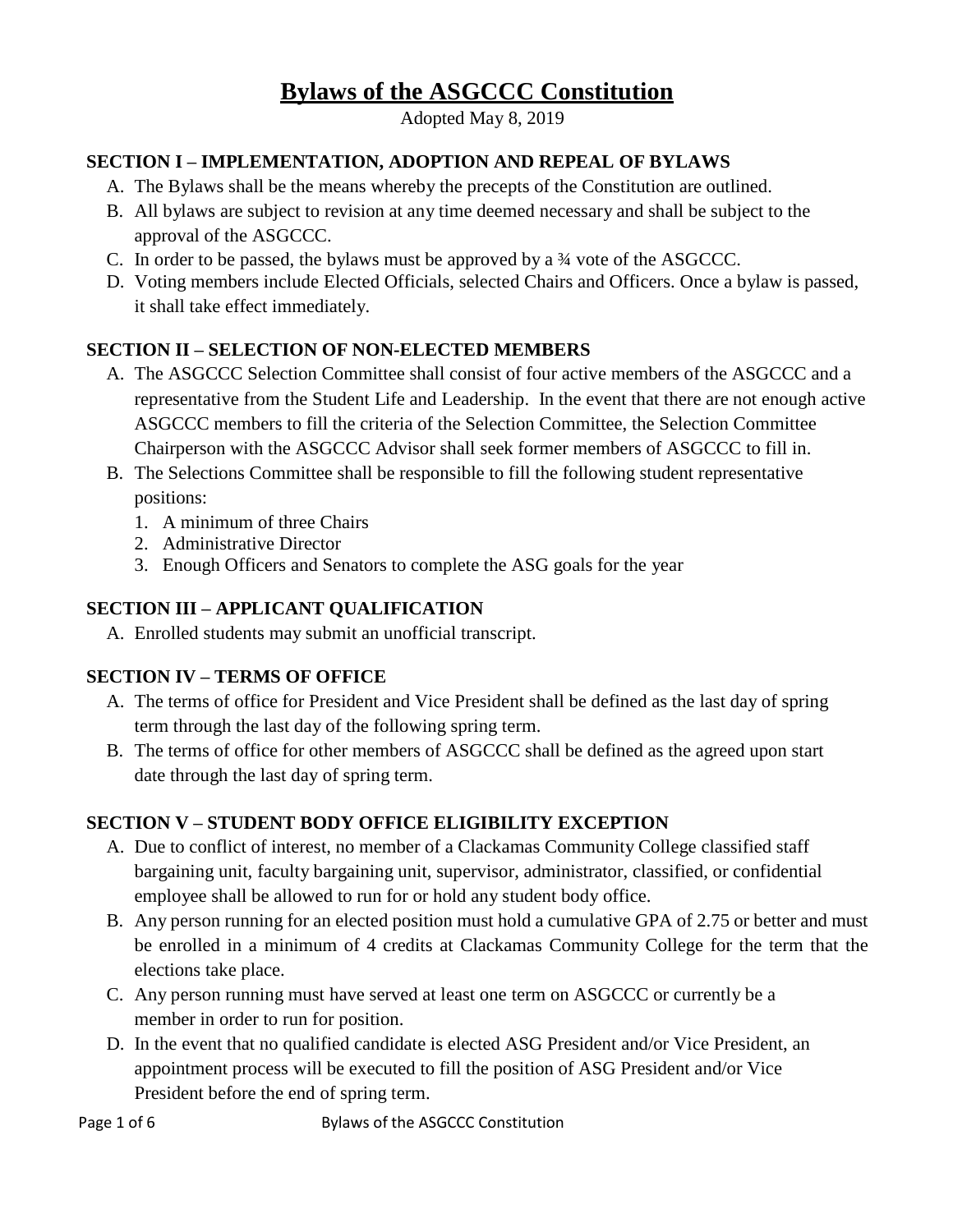# Bylaws of the ASGCCC Constitution

Adopted May 8, 2019

## SECTION I – IMPLEMENTATION, ADOPTION AND REPEAL OF BYLAWS

A. The Bylaws shall be the means whereby the precepts of the Constitution are outlined.
B. All bylaws are subject to revision at any time deemed necessary and shall be subject to the approval of the ASGCCC.
C. In order to be passed, the bylaws must be approved by a ¾ vote of the ASGCCC.
D. Voting members include Elected Officials, selected Chairs and Officers. Once a bylaw is passed, it shall take effect immediately.

## SECTION II – SELECTION OF NON-ELECTED MEMBERS

A. The ASGCCC Selection Committee shall consist of four active members of the ASGCCC and a representative from the Student Life and Leadership. In the event that there are not enough active ASGCCC members to fill the criteria of the Selection Committee, the Selection Committee Chairperson with the ASGCCC Advisor shall seek former members of ASGCCC to fill in.
B. The Selections Committee shall be responsible to fill the following student representative positions:
   1. A minimum of three Chairs
   2. Administrative Director
   3. Enough Officers and Senators to complete the ASG goals for the year

## SECTION III – APPLICANT QUALIFICATION

A. Enrolled students may submit an unofficial transcript.

## SECTION IV – TERMS OF OFFICE

A. The terms of office for President and Vice President shall be defined as the last day of spring term through the last day of the following spring term.
B. The terms of office for other members of ASGCCC shall be defined as the agreed upon start date through the last day of spring term.

## SECTION V – STUDENT BODY OFFICE ELIGIBILITY EXCEPTION

A. Due to conflict of interest, no member of a Clackamas Community College classified staff bargaining unit, faculty bargaining unit, supervisor, administrator, classified, or confidential employee shall be allowed to run for or hold any student body office.
B. Any person running for an elected position must hold a cumulative GPA of 2.75 or better and must be enrolled in a minimum of 4 credits at Clackamas Community College for the term that the elections take place.
C. Any person running must have served at least one term on ASGCCC or currently be a member in order to run for position.
D. In the event that no qualified candidate is elected ASG President and/or Vice President, an appointment process will be executed to fill the position of ASG President and/or Vice President before the end of spring term.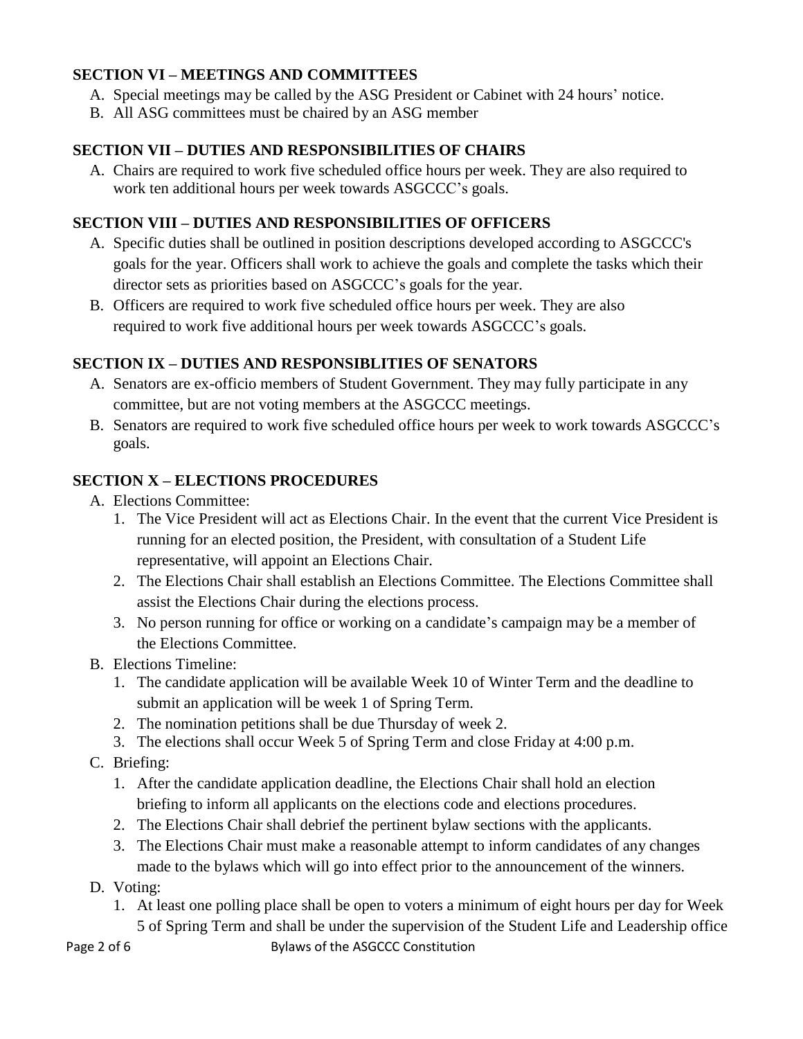## SECTION VI – MEETINGS AND COMMITTEES

A. Special meetings may be called by the ASG President or Cabinet with 24 hours' notice.
B. All ASG committees must be chaired by an ASG member

## SECTION VII – DUTIES AND RESPONSIBILITIES OF CHAIRS

A. Chairs are required to work five scheduled office hours per week. They are also required to work ten additional hours per week towards ASGCCC's goals.

## SECTION VIII – DUTIES AND RESPONSIBILITIES OF OFFICERS

A. Specific duties shall be outlined in position descriptions developed according to ASGCCC's goals for the year. Officers shall work to achieve the goals and complete the tasks which their director sets as priorities based on ASGCCC's goals for the year.
B. Officers are required to work five scheduled office hours per week. They are also required to work five additional hours per week towards ASGCCC's goals.

## SECTION IX – DUTIES AND RESPONSIBLITIES OF SENATORS

A. Senators are ex-officio members of Student Government. They may fully participate in any committee, but are not voting members at the ASGCCC meetings.
B. Senators are required to work five scheduled office hours per week to work towards ASGCCC's goals.

## SECTION X – ELECTIONS PROCEDURES

A. Elections Committee:
   1. The Vice President will act as Elections Chair. In the event that the current Vice President is running for an elected position, the President, with consultation of a Student Life representative, will appoint an Elections Chair.
   2. The Elections Chair shall establish an Elections Committee. The Elections Committee shall assist the Elections Chair during the elections process.
   3. No person running for office or working on a candidate's campaign may be a member of the Elections Committee.
B. Elections Timeline:
   1. The candidate application will be available Week 10 of Winter Term and the deadline to submit an application will be week 1 of Spring Term.
   2. The nomination petitions shall be due Thursday of week 2.
   3. The elections shall occur Week 5 of Spring Term and close Friday at 4:00 p.m.
C. Briefing:
   1. After the candidate application deadline, the Elections Chair shall hold an election briefing to inform all applicants on the elections code and elections procedures.
   2. The Elections Chair shall debrief the pertinent bylaw sections with the applicants.
   3. The Elections Chair must make a reasonable attempt to inform candidates of any changes made to the bylaws which will go into effect prior to the announcement of the winners.
D. Voting:
   1. At least one polling place shall be open to voters a minimum of eight hours per day for Week 5 of Spring Term and shall be under the supervision of the Student Life and Leadership office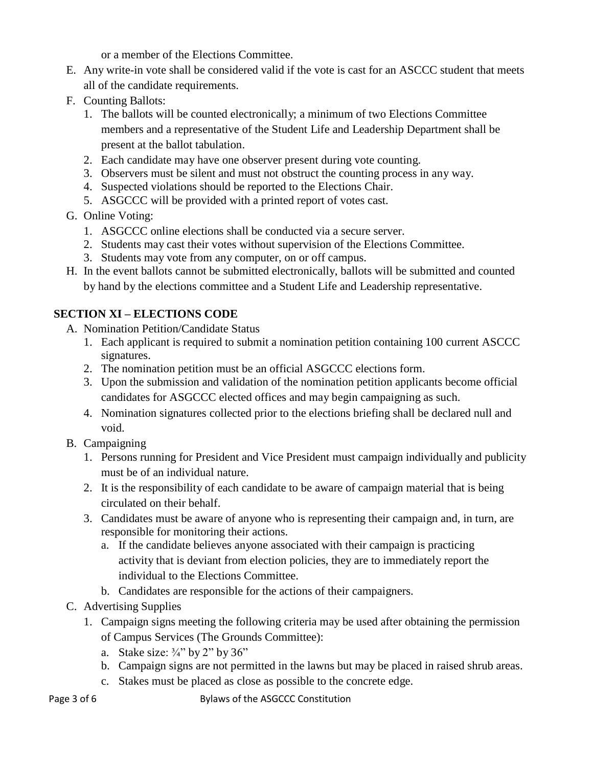or a member of the Elections Committee.

E. Any write-in vote shall be considered valid if the vote is cast for an ASCCC student that meets all of the candidate requirements.
F. Counting Ballots:
   1. The ballots will be counted electronically; a minimum of two Elections Committee members and a representative of the Student Life and Leadership Department shall be present at the ballot tabulation.
   2. Each candidate may have one observer present during vote counting.
   3. Observers must be silent and must not obstruct the counting process in any way.
   4. Suspected violations should be reported to the Elections Chair.
   5. ASGCCC will be provided with a printed report of votes cast.
G. Online Voting:
   1. ASGCCC online elections shall be conducted via a secure server.
   2. Students may cast their votes without supervision of the Elections Committee.
   3. Students may vote from any computer, on or off campus.
H. In the event ballots cannot be submitted electronically, ballots will be submitted and counted by hand by the elections committee and a Student Life and Leadership representative.

## SECTION XI – ELECTIONS CODE

A. Nomination Petition/Candidate Status
   1. Each applicant is required to submit a nomination petition containing 100 current ASCCC signatures.
   2. The nomination petition must be an official ASGCCC elections form.
   3. Upon the submission and validation of the nomination petition applicants become official candidates for ASGCCC elected offices and may begin campaigning as such.
   4. Nomination signatures collected prior to the elections briefing shall be declared null and void.
B. Campaigning
   1. Persons running for President and Vice President must campaign individually and publicity must be of an individual nature.
   2. It is the responsibility of each candidate to be aware of campaign material that is being circulated on their behalf.
   3. Candidates must be aware of anyone who is representing their campaign and, in turn, are responsible for monitoring their actions.
      a. If the candidate believes anyone associated with their campaign is practicing activity that is deviant from election policies, they are to immediately report the individual to the Elections Committee.
      b. Candidates are responsible for the actions of their campaigners.
C. Advertising Supplies
   1. Campaign signs meeting the following criteria may be used after obtaining the permission of Campus Services (The Grounds Committee):
      a. Stake size: ¾" by 2" by 36"
      b. Campaign signs are not permitted in the lawns but may be placed in raised shrub areas.
      c. Stakes must be placed as close as possible to the concrete edge.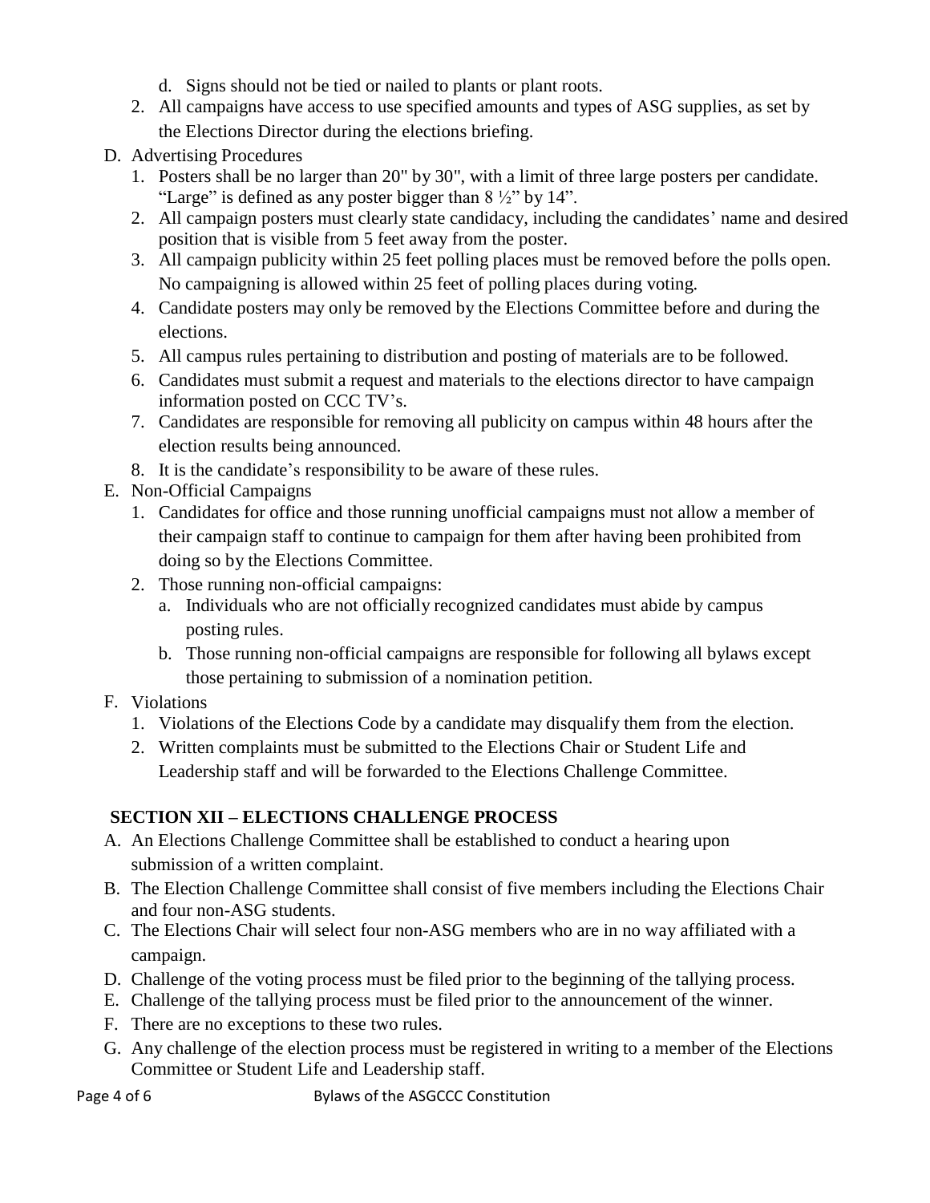d. Signs should not be tied or nailed to plants or plant roots.

2. All campaigns have access to use specified amounts and types of ASG supplies, as set by the Elections Director during the elections briefing.

D. Advertising Procedures
   1. Posters shall be no larger than 20" by 30", with a limit of three large posters per candidate. "Large" is defined as any poster bigger than 8 ½" by 14".
   2. All campaign posters must clearly state candidacy, including the candidates' name and desired position that is visible from 5 feet away from the poster.
   3. All campaign publicity within 25 feet polling places must be removed before the polls open. No campaigning is allowed within 25 feet of polling places during voting.
   4. Candidate posters may only be removed by the Elections Committee before and during the elections.
   5. All campus rules pertaining to distribution and posting of materials are to be followed.
   6. Candidates must submit a request and materials to the elections director to have campaign information posted on CCC TV's.
   7. Candidates are responsible for removing all publicity on campus within 48 hours after the election results being announced.
   8. It is the candidate's responsibility to be aware of these rules.

E. Non-Official Campaigns
   1. Candidates for office and those running unofficial campaigns must not allow a member of their campaign staff to continue to campaign for them after having been prohibited from doing so by the Elections Committee.
   2. Those running non-official campaigns:
      a. Individuals who are not officially recognized candidates must abide by campus posting rules.
      b. Those running non-official campaigns are responsible for following all bylaws except those pertaining to submission of a nomination petition.

F. Violations
   1. Violations of the Elections Code by a candidate may disqualify them from the election.
   2. Written complaints must be submitted to the Elections Chair or Student Life and Leadership staff and will be forwarded to the Elections Challenge Committee.

## SECTION XII – ELECTIONS CHALLENGE PROCESS

A. An Elections Challenge Committee shall be established to conduct a hearing upon submission of a written complaint.

B. The Election Challenge Committee shall consist of five members including the Elections Chair and four non-ASG students.

C. The Elections Chair will select four non-ASG members who are in no way affiliated with a campaign.

D. Challenge of the voting process must be filed prior to the beginning of the tallying process.

E. Challenge of the tallying process must be filed prior to the announcement of the winner.

F. There are no exceptions to these two rules.

G. Any challenge of the election process must be registered in writing to a member of the Elections Committee or Student Life and Leadership staff.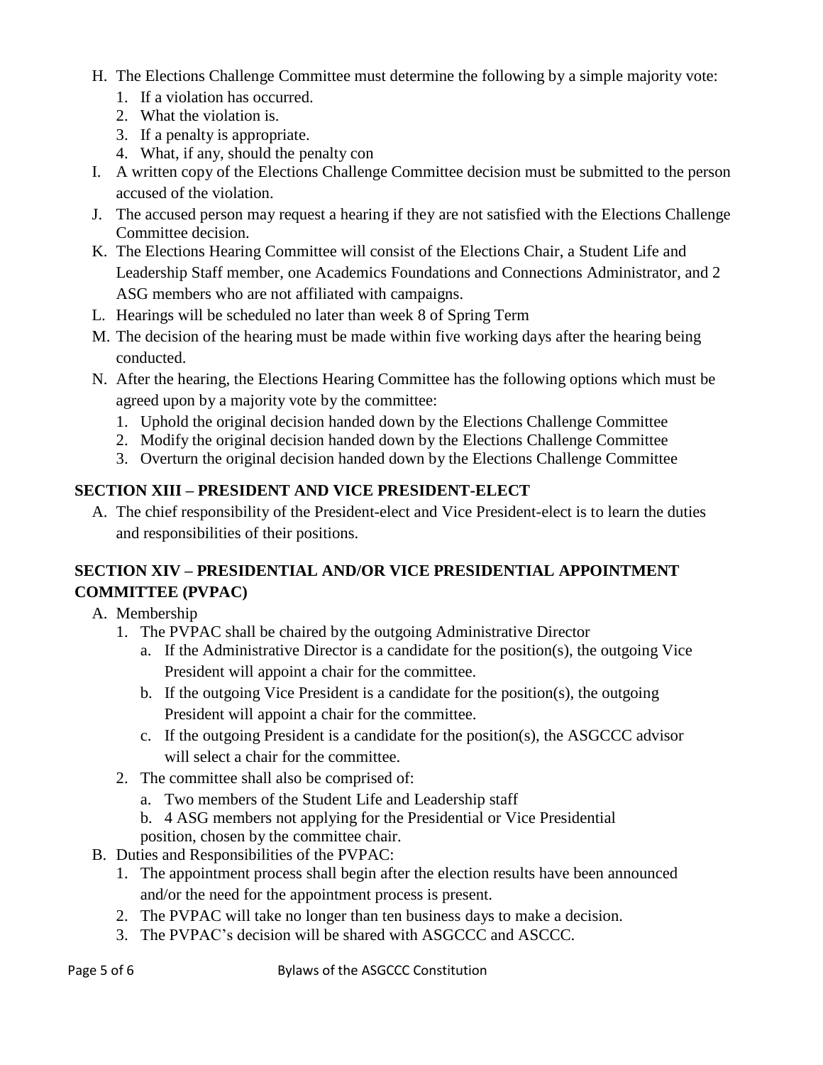H. The Elections Challenge Committee must determine the following by a simple majority vote:
   1. If a violation has occurred.
   2. What the violation is.
   3. If a penalty is appropriate.
   4. What, if any, should the penalty con
I. A written copy of the Elections Challenge Committee decision must be submitted to the person accused of the violation.
J. The accused person may request a hearing if they are not satisfied with the Elections Challenge Committee decision.
K. The Elections Hearing Committee will consist of the Elections Chair, a Student Life and Leadership Staff member, one Academics Foundations and Connections Administrator, and 2 ASG members who are not affiliated with campaigns.
L. Hearings will be scheduled no later than week 8 of Spring Term
M. The decision of the hearing must be made within five working days after the hearing being conducted.
N. After the hearing, the Elections Hearing Committee has the following options which must be agreed upon by a majority vote by the committee:
   1. Uphold the original decision handed down by the Elections Challenge Committee
   2. Modify the original decision handed down by the Elections Challenge Committee
   3. Overturn the original decision handed down by the Elections Challenge Committee

## SECTION XIII – PRESIDENT AND VICE PRESIDENT-ELECT

A. The chief responsibility of the President-elect and Vice President-elect is to learn the duties and responsibilities of their positions.

## SECTION XIV – PRESIDENTIAL AND/OR VICE PRESIDENTIAL APPOINTMENT COMMITTEE (PVPAC)

A. Membership
   1. The PVPAC shall be chaired by the outgoing Administrative Director
      a. If the Administrative Director is a candidate for the position(s), the outgoing Vice President will appoint a chair for the committee.
      b. If the outgoing Vice President is a candidate for the position(s), the outgoing President will appoint a chair for the committee.
      c. If the outgoing President is a candidate for the position(s), the ASGCCC advisor will select a chair for the committee.
   2. The committee shall also be comprised of:
      a. Two members of the Student Life and Leadership staff
      b. 4 ASG members not applying for the Presidential or Vice Presidential position, chosen by the committee chair.
B. Duties and Responsibilities of the PVPAC:
   1. The appointment process shall begin after the election results have been announced and/or the need for the appointment process is present.
   2. The PVPAC will take no longer than ten business days to make a decision.
   3. The PVPAC's decision will be shared with ASGCCC and ASCCC.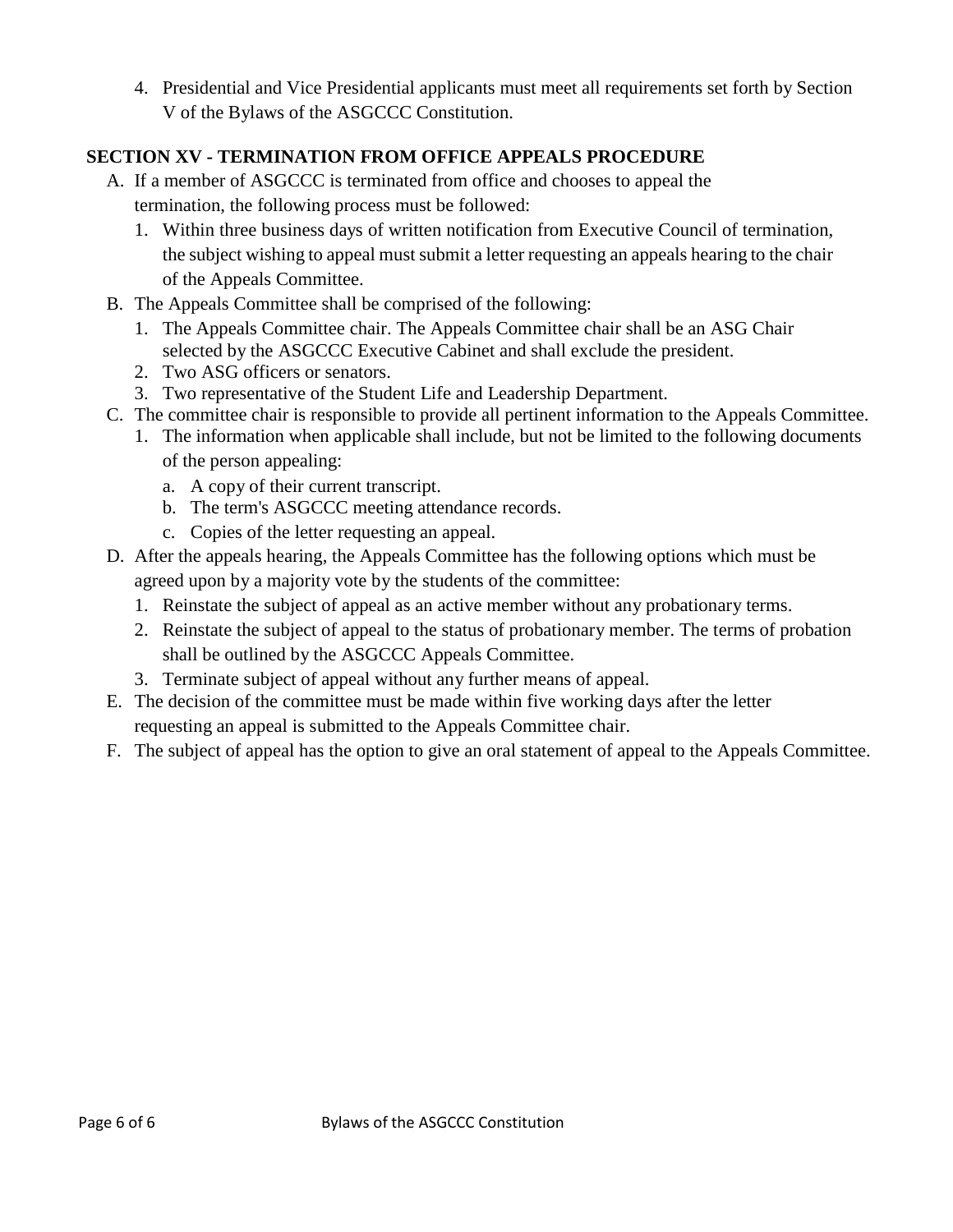4. Presidential and Vice Presidential applicants must meet all requirements set forth by Section V of the Bylaws of the ASGCCC Constitution.

## SECTION XV - TERMINATION FROM OFFICE APPEALS PROCEDURE

A. If a member of ASGCCC is terminated from office and chooses to appeal the termination, the following process must be followed:
   1. Within three business days of written notification from Executive Council of termination, the subject wishing to appeal must submit a letter requesting an appeals hearing to the chair of the Appeals Committee.

B. The Appeals Committee shall be comprised of the following:
   1. The Appeals Committee chair. The Appeals Committee chair shall be an ASG Chair selected by the ASGCCC Executive Cabinet and shall exclude the president.
   2. Two ASG officers or senators.
   3. Two representative of the Student Life and Leadership Department.

C. The committee chair is responsible to provide all pertinent information to the Appeals Committee.
   1. The information when applicable shall include, but not be limited to the following documents of the person appealing:
      a. A copy of their current transcript.
      b. The term's ASGCCC meeting attendance records.
      c. Copies of the letter requesting an appeal.

D. After the appeals hearing, the Appeals Committee has the following options which must be agreed upon by a majority vote by the students of the committee:
   1. Reinstate the subject of appeal as an active member without any probationary terms.
   2. Reinstate the subject of appeal to the status of probationary member. The terms of probation shall be outlined by the ASGCCC Appeals Committee.
   3. Terminate subject of appeal without any further means of appeal.

E. The decision of the committee must be made within five working days after the letter requesting an appeal is submitted to the Appeals Committee chair.

F. The subject of appeal has the option to give an oral statement of appeal to the Appeals Committee.